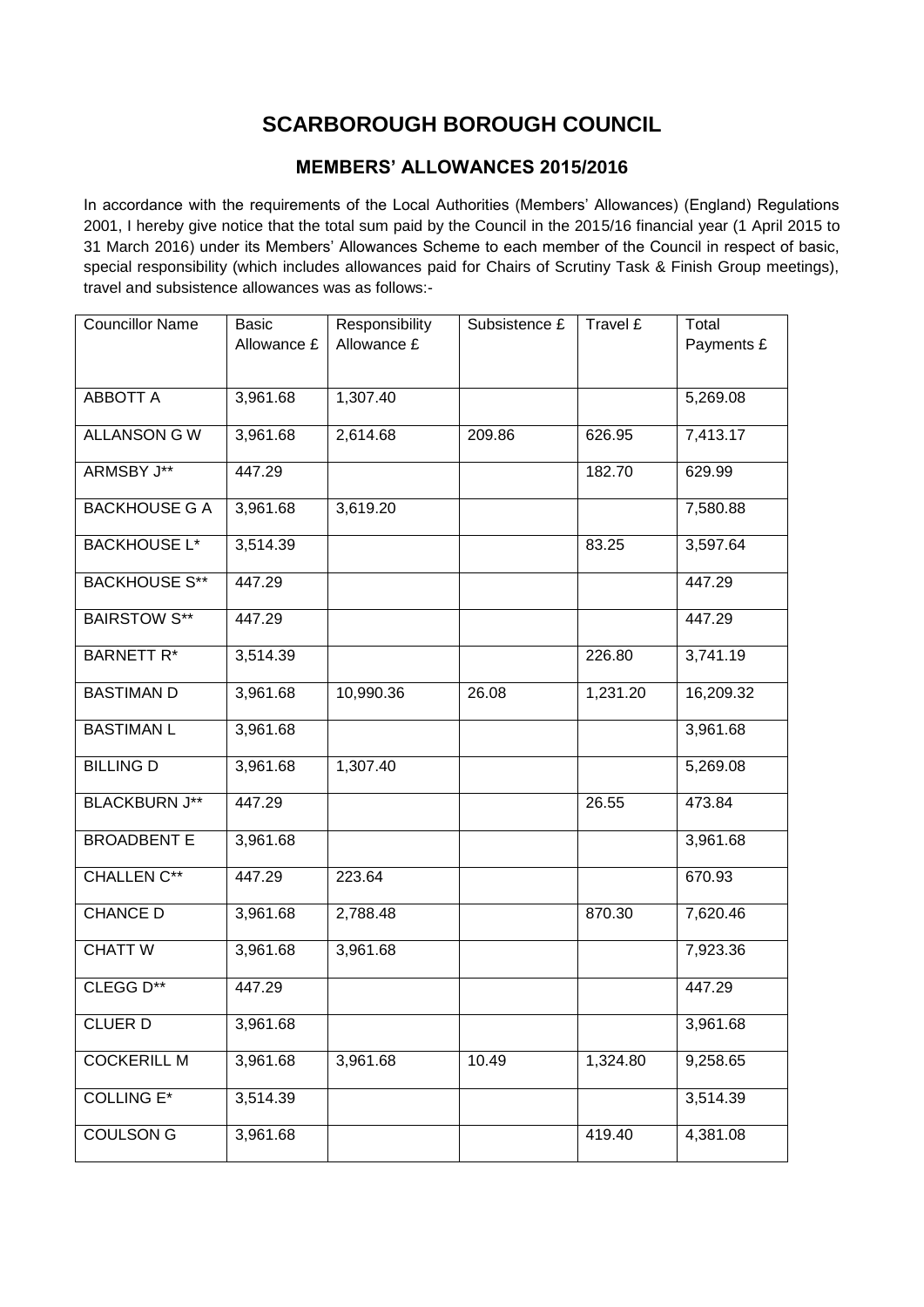# SCARBOROUGH BOROUGH COUNCIL

## MEMBERS' ALLOWANCES 2015/2016

In accordance with the requirements of the Local Authorities (Members' Allowances) (England) Regulations 2001, I hereby give notice that the total sum paid by the Council in the 2015/16 financial year (1 April 2015 to 31 March 2016) under its Members' Allowances Scheme to each member of the Council in respect of basic, special responsibility (which includes allowances paid for Chairs of Scrutiny Task & Finish Group meetings), travel and subsistence allowances was as follows:-

| Councillor Name | Basic Allowance £ | Responsibility Allowance £ | Subsistence £ | Travel £ | Total Payments £ |
|---|---|---|---|---|---|
| ABBOTT A | 3,961.68 | 1,307.40 | | | 5,269.08 |
| ALLANSON G W | 3,961.68 | 2,614.68 | 209.86 | 626.95 | 7,413.17 |
| ARMSBY J** | 447.29 | | | 182.70 | 629.99 |
| BACKHOUSE G A | 3,961.68 | 3,619.20 | | | 7,580.88 |
| BACKHOUSE L* | 3,514.39 | | | 83.25 | 3,597.64 |
| BACKHOUSE S** | 447.29 | | | | 447.29 |
| BAIRSTOW S** | 447.29 | | | | 447.29 |
| BARNETT R* | 3,514.39 | | | 226.80 | 3,741.19 |
| BASTIMAN D | 3,961.68 | 10,990.36 | 26.08 | 1,231.20 | 16,209.32 |
| BASTIMAN L | 3,961.68 | | | | 3,961.68 |
| BILLING D | 3,961.68 | 1,307.40 | | | 5,269.08 |
| BLACKBURN J** | 447.29 | | | 26.55 | 473.84 |
| BROADBENT E | 3,961.68 | | | | 3,961.68 |
| CHALLEN C** | 447.29 | 223.64 | | | 670.93 |
| CHANCE D | 3,961.68 | 2,788.48 | | 870.30 | 7,620.46 |
| CHATT W | 3,961.68 | 3,961.68 | | | 7,923.36 |
| CLEGG D** | 447.29 | | | | 447.29 |
| CLUER D | 3,961.68 | | | | 3,961.68 |
| COCKERILL M | 3,961.68 | 3,961.68 | 10.49 | 1,324.80 | 9,258.65 |
| COLLING E* | 3,514.39 | | | | 3,514.39 |
| COULSON G | 3,961.68 | | | 419.40 | 4,381.08 |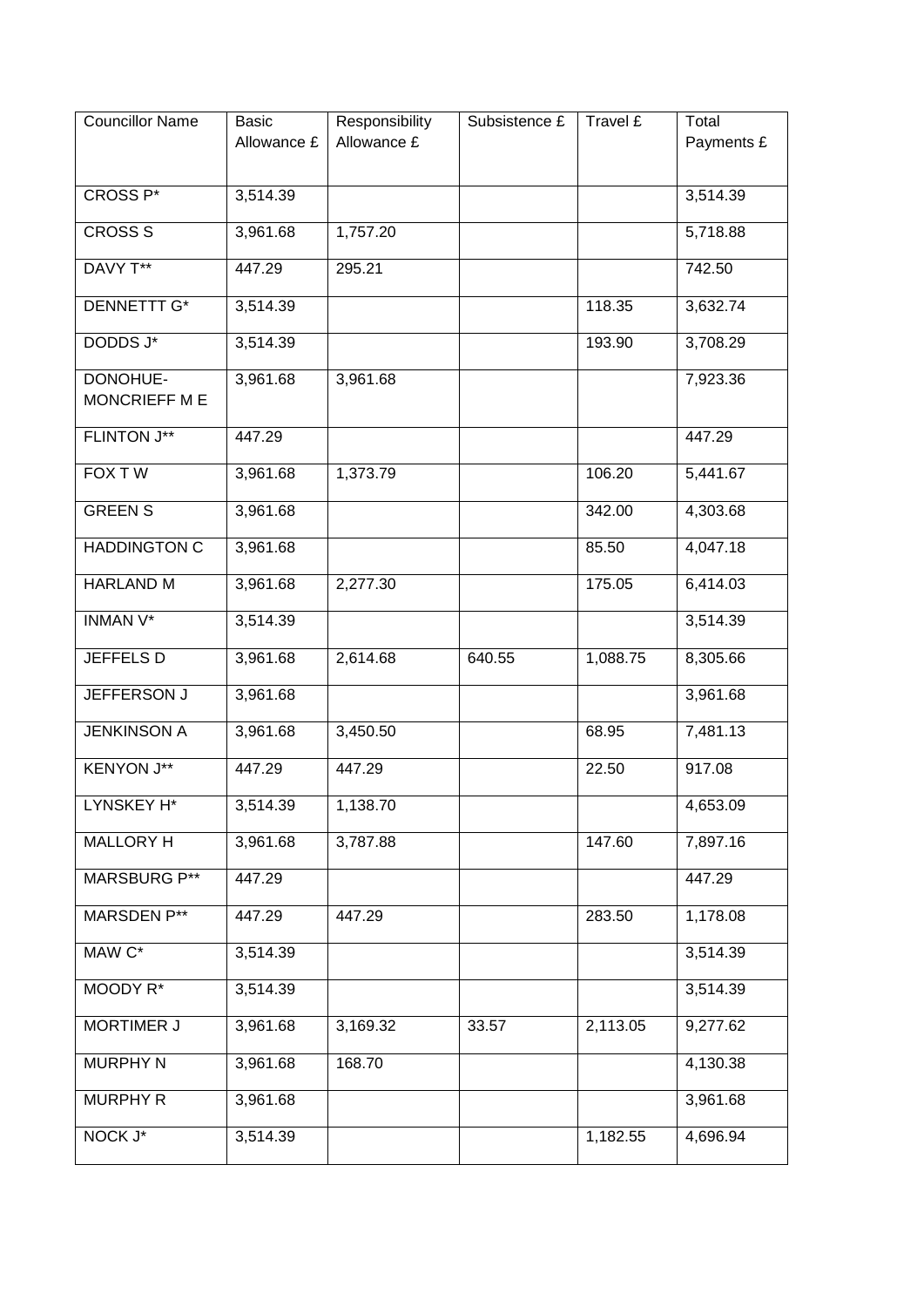| Councillor Name | Basic Allowance £ | Responsibility Allowance £ | Subsistence £ | Travel £ | Total Payments £ |
|---|---|---|---|---|---|
| CROSS P* | 3,514.39 | | | | 3,514.39 |
| CROSS S | 3,961.68 | 1,757.20 | | | 5,718.88 |
| DAVY T** | 447.29 | 295.21 | | | 742.50 |
| DENNETTT G* | 3,514.39 | | | 118.35 | 3,632.74 |
| DODDS J* | 3,514.39 | | | 193.90 | 3,708.29 |
| DONOHUE-MONCRIEFF M E | 3,961.68 | 3,961.68 | | | 7,923.36 |
| FLINTON J** | 447.29 | | | | 447.29 |
| FOX T W | 3,961.68 | 1,373.79 | | 106.20 | 5,441.67 |
| GREEN S | 3,961.68 | | | 342.00 | 4,303.68 |
| HADDINGTON C | 3,961.68 | | | 85.50 | 4,047.18 |
| HARLAND M | 3,961.68 | 2,277.30 | | 175.05 | 6,414.03 |
| INMAN V* | 3,514.39 | | | | 3,514.39 |
| JEFFELS D | 3,961.68 | 2,614.68 | 640.55 | 1,088.75 | 8,305.66 |
| JEFFERSON J | 3,961.68 | | | | 3,961.68 |
| JENKINSON A | 3,961.68 | 3,450.50 | | 68.95 | 7,481.13 |
| KENYON J** | 447.29 | 447.29 | | 22.50 | 917.08 |
| LYNSKEY H* | 3,514.39 | 1,138.70 | | | 4,653.09 |
| MALLORY H | 3,961.68 | 3,787.88 | | 147.60 | 7,897.16 |
| MARSBURG P** | 447.29 | | | | 447.29 |
| MARSDEN P** | 447.29 | 447.29 | | 283.50 | 1,178.08 |
| MAW C* | 3,514.39 | | | | 3,514.39 |
| MOODY R* | 3,514.39 | | | | 3,514.39 |
| MORTIMER J | 3,961.68 | 3,169.32 | 33.57 | 2,113.05 | 9,277.62 |
| MURPHY N | 3,961.68 | 168.70 | | | 4,130.38 |
| MURPHY R | 3,961.68 | | | | 3,961.68 |
| NOCK J* | 3,514.39 | | | 1,182.55 | 4,696.94 |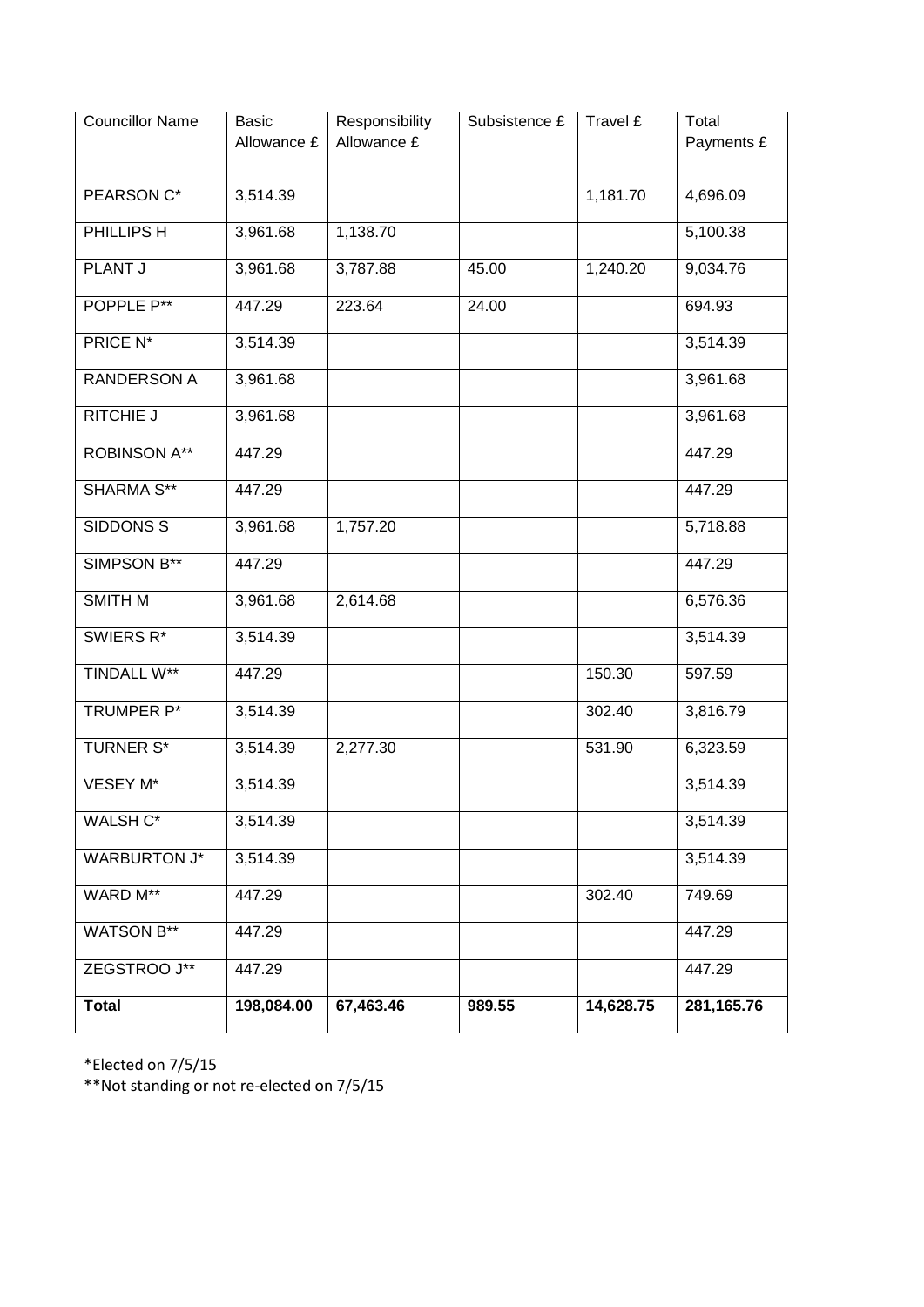| Councillor Name | Basic Allowance £ | Responsibility Allowance £ | Subsistence £ | Travel £ | Total Payments £ |
|---|---|---|---|---|---|
| PEARSON C* | 3,514.39 | | | 1,181.70 | 4,696.09 |
| PHILLIPS H | 3,961.68 | 1,138.70 | | | 5,100.38 |
| PLANT J | 3,961.68 | 3,787.88 | 45.00 | 1,240.20 | 9,034.76 |
| POPPLE P** | 447.29 | 223.64 | 24.00 | | 694.93 |
| PRICE N* | 3,514.39 | | | | 3,514.39 |
| RANDERSON A | 3,961.68 | | | | 3,961.68 |
| RITCHIE J | 3,961.68 | | | | 3,961.68 |
| ROBINSON A** | 447.29 | | | | 447.29 |
| SHARMA S** | 447.29 | | | | 447.29 |
| SIDDONS S | 3,961.68 | 1,757.20 | | | 5,718.88 |
| SIMPSON B** | 447.29 | | | | 447.29 |
| SMITH M | 3,961.68 | 2,614.68 | | | 6,576.36 |
| SWIERS R* | 3,514.39 | | | | 3,514.39 |
| TINDALL W** | 447.29 | | | 150.30 | 597.59 |
| TRUMPER P* | 3,514.39 | | | 302.40 | 3,816.79 |
| TURNER S* | 3,514.39 | 2,277.30 | | 531.90 | 6,323.59 |
| VESEY M* | 3,514.39 | | | | 3,514.39 |
| WALSH C* | 3,514.39 | | | | 3,514.39 |
| WARBURTON J* | 3,514.39 | | | | 3,514.39 |
| WARD M** | 447.29 | | | 302.40 | 749.69 |
| WATSON B** | 447.29 | | | | 447.29 |
| ZEGSTROO J** | 447.29 | | | | 447.29 |
| **Total** | **198,084.00** | **67,463.46** | **989.55** | **14,628.75** | **281,165.76** |

*Elected on 7/5/15

**Not standing or not re-elected on 7/5/15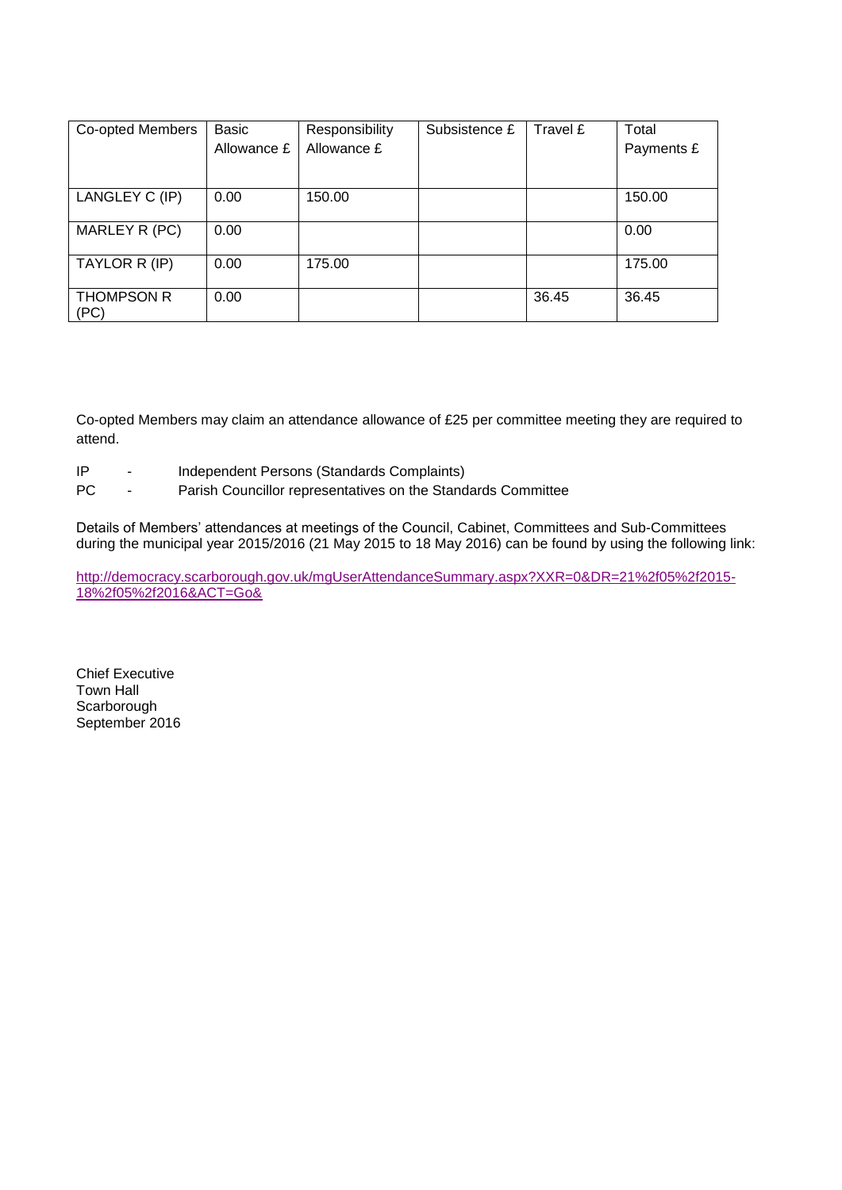| Co-opted Members | Basic Allowance £ | Responsibility Allowance £ | Subsistence £ | Travel £ | Total Payments £ |
|---|---|---|---|---|---|
| LANGLEY C (IP) | 0.00 | 150.00 | | | 150.00 |
| MARLEY R (PC) | 0.00 | | | | 0.00 |
| TAYLOR R (IP) | 0.00 | 175.00 | | | 175.00 |
| THOMPSON R (PC) | 0.00 | | | 36.45 | 36.45 |

Co-opted Members may claim an attendance allowance of £25 per committee meeting they are required to attend.

IP - Independent Persons (Standards Complaints)

PC - Parish Councillor representatives on the Standards Committee

Details of Members' attendances at meetings of the Council, Cabinet, Committees and Sub-Committees during the municipal year 2015/2016 (21 May 2015 to 18 May 2016) can be found by using the following link:

http://democracy.scarborough.gov.uk/mgUserAttendanceSummary.aspx?XXR=0&DR=21%2f05%2f2015-18%2f05%2f2016&ACT=Go&

Chief Executive
Town Hall
Scarborough
September 2016